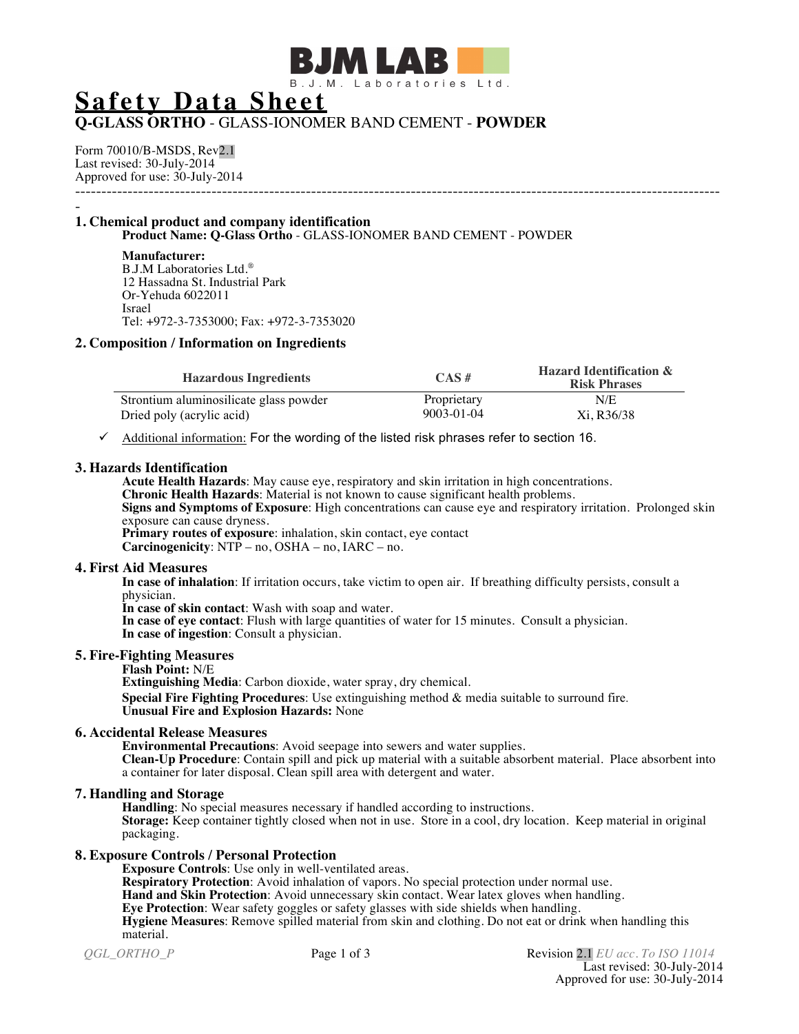BJM LAB

B.J.M. Laboratories Ltd.

# Safety Data Sheet

## Q-GLASS ORTHO - GLASS-IONOMER BAND CEMENT - POWDER

Form 70010/B-MSDS, Rev2.1
Last revised: 30-July-2014
Approved for use: 30-July-2014

---

## 1. Chemical product and company identification

**Product Name: Q-Glass Ortho** - GLASS-IONOMER BAND CEMENT - POWDER

**Manufacturer:**
B.J.M Laboratories Ltd.®
12 Hassadna St. Industrial Park
Or-Yehuda 6022011
Israel
Tel: +972-3-7353000; Fax: +972-3-7353020

## 2. Composition / Information on Ingredients

| Hazardous Ingredients | CAS # | Hazard Identification & Risk Phrases |
|---|---|---|
| Strontium aluminosilicate glass powder | Proprietary | N/E |
| Dried poly (acrylic acid) | 9003-01-04 | Xi, R36/38 |

✓ Additional information: For the wording of the listed risk phrases refer to section 16.

## 3. Hazards Identification

**Acute Health Hazards**: May cause eye, respiratory and skin irritation in high concentrations.
**Chronic Health Hazards**: Material is not known to cause significant health problems.
**Signs and Symptoms of Exposure**: High concentrations can cause eye and respiratory irritation. Prolonged skin exposure can cause dryness.
**Primary routes of exposure**: inhalation, skin contact, eye contact
**Carcinogenicity**: NTP – no, OSHA – no, IARC – no.

## 4. First Aid Measures

**In case of inhalation**: If irritation occurs, take victim to open air. If breathing difficulty persists, consult a physician.
**In case of skin contact**: Wash with soap and water.
**In case of eye contact**: Flush with large quantities of water for 15 minutes. Consult a physician.
**In case of ingestion**: Consult a physician.

## 5. Fire-Fighting Measures

**Flash Point:** N/E
**Extinguishing Media**: Carbon dioxide, water spray, dry chemical.
**Special Fire Fighting Procedures**: Use extinguishing method & media suitable to surround fire.
**Unusual Fire and Explosion Hazards:** None

## 6. Accidental Release Measures

**Environmental Precautions**: Avoid seepage into sewers and water supplies.
**Clean-Up Procedure**: Contain spill and pick up material with a suitable absorbent material. Place absorbent into a container for later disposal. Clean spill area with detergent and water.

## 7. Handling and Storage

**Handling**: No special measures necessary if handled according to instructions.
**Storage:** Keep container tightly closed when not in use. Store in a cool, dry location. Keep material in original packaging.

## 8. Exposure Controls / Personal Protection

**Exposure Controls**: Use only in well-ventilated areas.
**Respiratory Protection**: Avoid inhalation of vapors. No special protection under normal use.
**Hand and Skin Protection**: Avoid unnecessary skin contact. Wear latex gloves when handling.
**Eye Protection**: Wear safety goggles or safety glasses with side shields when handling.
**Hygiene Measures**: Remove spilled material from skin and clothing. Do not eat or drink when handling this material.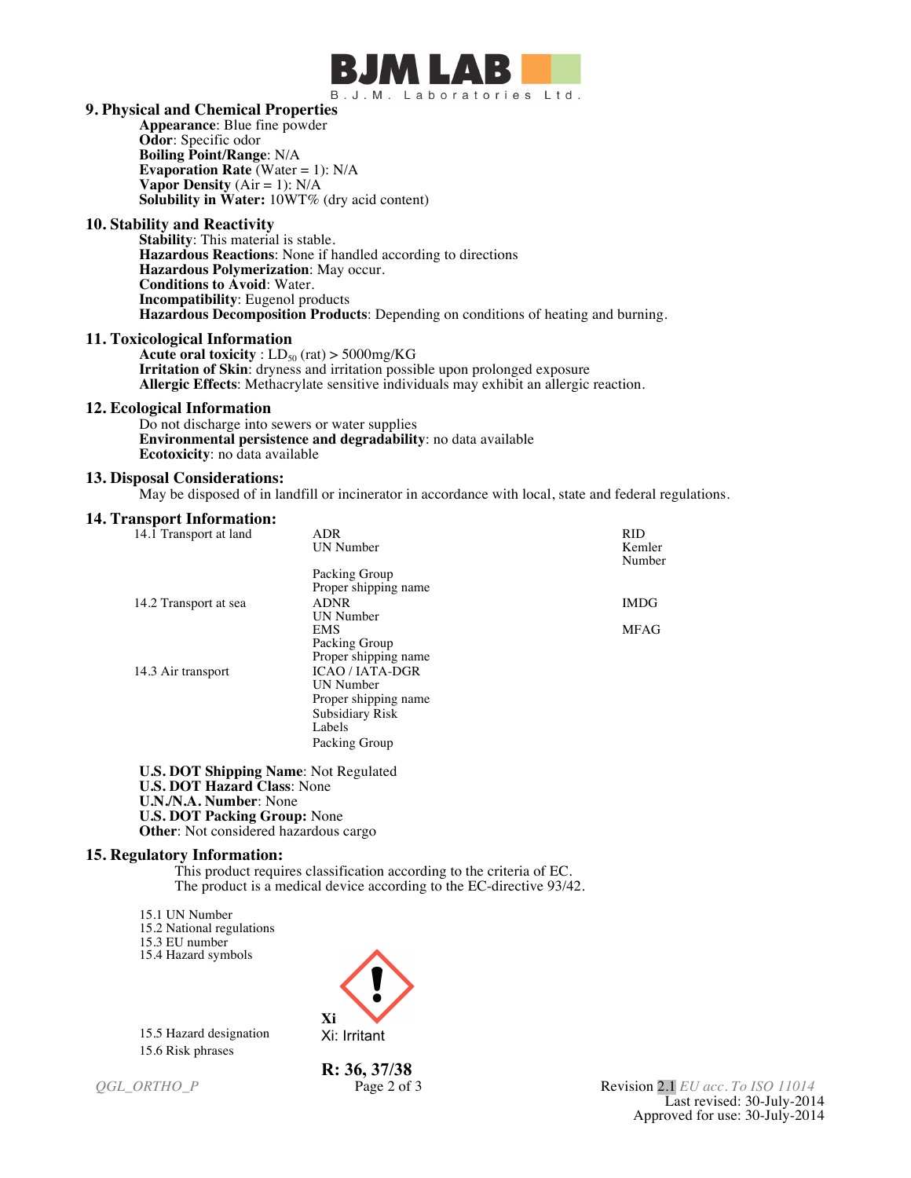## 9. Physical and Chemical Properties

**Appearance**: Blue fine powder
**Odor**: Specific odor
**Boiling Point/Range**: N/A
**Evaporation Rate** (Water = 1): N/A
**Vapor Density** (Air = 1): N/A
**Solubility in Water:** 10WT% (dry acid content)

## 10. Stability and Reactivity

**Stability**: This material is stable.
**Hazardous Reactions**: None if handled according to directions
**Hazardous Polymerization**: May occur.
**Conditions to Avoid**: Water.
**Incompatibility**: Eugenol products
**Hazardous Decomposition Products**: Depending on conditions of heating and burning.

## 11. Toxicological Information

**Acute oral toxicity** : $LD_{50}$ (rat) > 5000mg/KG
**Irritation of Skin**: dryness and irritation possible upon prolonged exposure
**Allergic Effects**: Methacrylate sensitive individuals may exhibit an allergic reaction.

## 12. Ecological Information

Do not discharge into sewers or water supplies
**Environmental persistence and degradability**: no data available
**Ecotoxicity**: no data available

## 13. Disposal Considerations:

May be disposed of in landfill or incinerator in accordance with local, state and federal regulations.

## 14. Transport Information:

| | | |
|---|---|---|
| 14.1 Transport at land | ADR | RID |
| | UN Number | Kemler Number |
| | Packing Group | |
| | Proper shipping name | |
| 14.2 Transport at sea | ADNR | IMDG |
| | UN Number | |
| | EMS | MFAG |
| | Packing Group | |
| | Proper shipping name | |
| 14.3 Air transport | ICAO / IATA-DGR | |
| | UN Number | |
| | Proper shipping name | |
| | Subsidiary Risk | |
| | Labels | |
| | Packing Group | |

**U.S. DOT Shipping Name**: Not Regulated
**U.S. DOT Hazard Class**: None
**U.N./N.A. Number**: None
**U.S. DOT Packing Group:** None
**Other**: Not considered hazardous cargo

## 15. Regulatory Information:

This product requires classification according to the criteria of EC.
The product is a medical device according to the EC-directive 93/42.

15.1 UN Number
15.2 National regulations
15.3 EU number
15.4 Hazard symbols

**Xi**
Xi: Irritant

15.5 Hazard designation
15.6 Risk phrases

**R: 36, 37/38**

*QGL_ORTHO_P*

Revision 2.1 *EU acc. To ISO 11014*
Last revised: 30-July-2014
Approved for use: 30-July-2014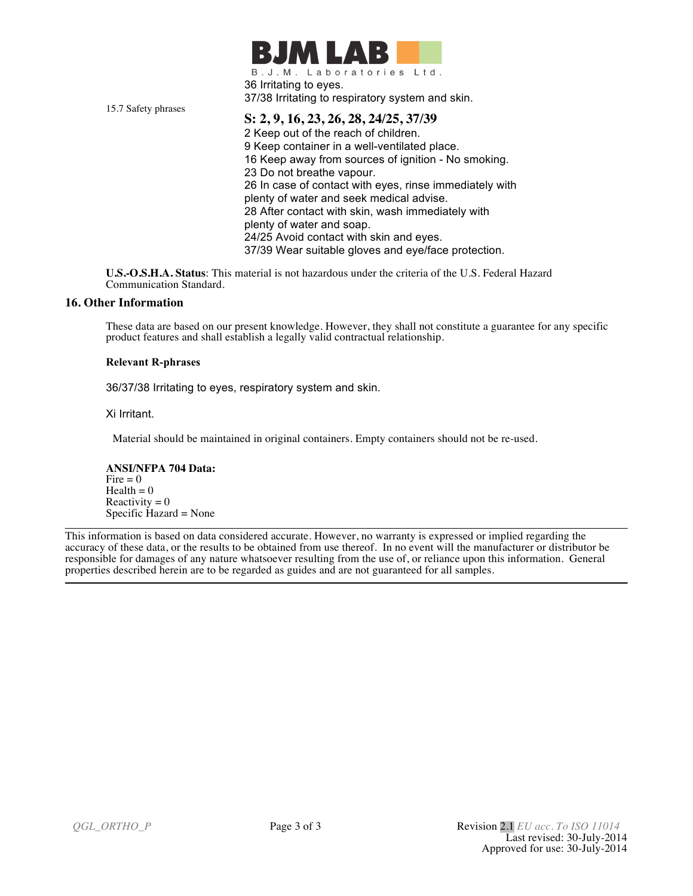36 Irritating to eyes.
37/38 Irritating to respiratory system and skin.

15.7 Safety phrases

**S: 2, 9, 16, 23, 26, 28, 24/25, 37/39**

2 Keep out of the reach of children.
9 Keep container in a well-ventilated place.
16 Keep away from sources of ignition - No smoking.
23 Do not breathe vapour.
26 In case of contact with eyes, rinse immediately with plenty of water and seek medical advise.
28 After contact with skin, wash immediately with plenty of water and soap.
24/25 Avoid contact with skin and eyes.
37/39 Wear suitable gloves and eye/face protection.

**U.S.-O.S.H.A. Status**: This material is not hazardous under the criteria of the U.S. Federal Hazard Communication Standard.

## 16. Other Information

These data are based on our present knowledge. However, they shall not constitute a guarantee for any specific product features and shall establish a legally valid contractual relationship.

**Relevant R-phrases**

36/37/38 Irritating to eyes, respiratory system and skin.

Xi Irritant.

Material should be maintained in original containers. Empty containers should not be re-used.

**ANSI/NFPA 704 Data:**
Fire = 0
Health = 0
Reactivity = 0
Specific Hazard = None

---

This information is based on data considered accurate. However, no warranty is expressed or implied regarding the accuracy of these data, or the results to be obtained from use thereof. In no event will the manufacturer or distributor be responsible for damages of any nature whatsoever resulting from the use of, or reliance upon this information. General properties described herein are to be regarded as guides and are not guaranteed for all samples.

---

Revision 2.1 *EU acc. To ISO 11014*
Last revised: 30-July-2014
Approved for use: 30-July-2014